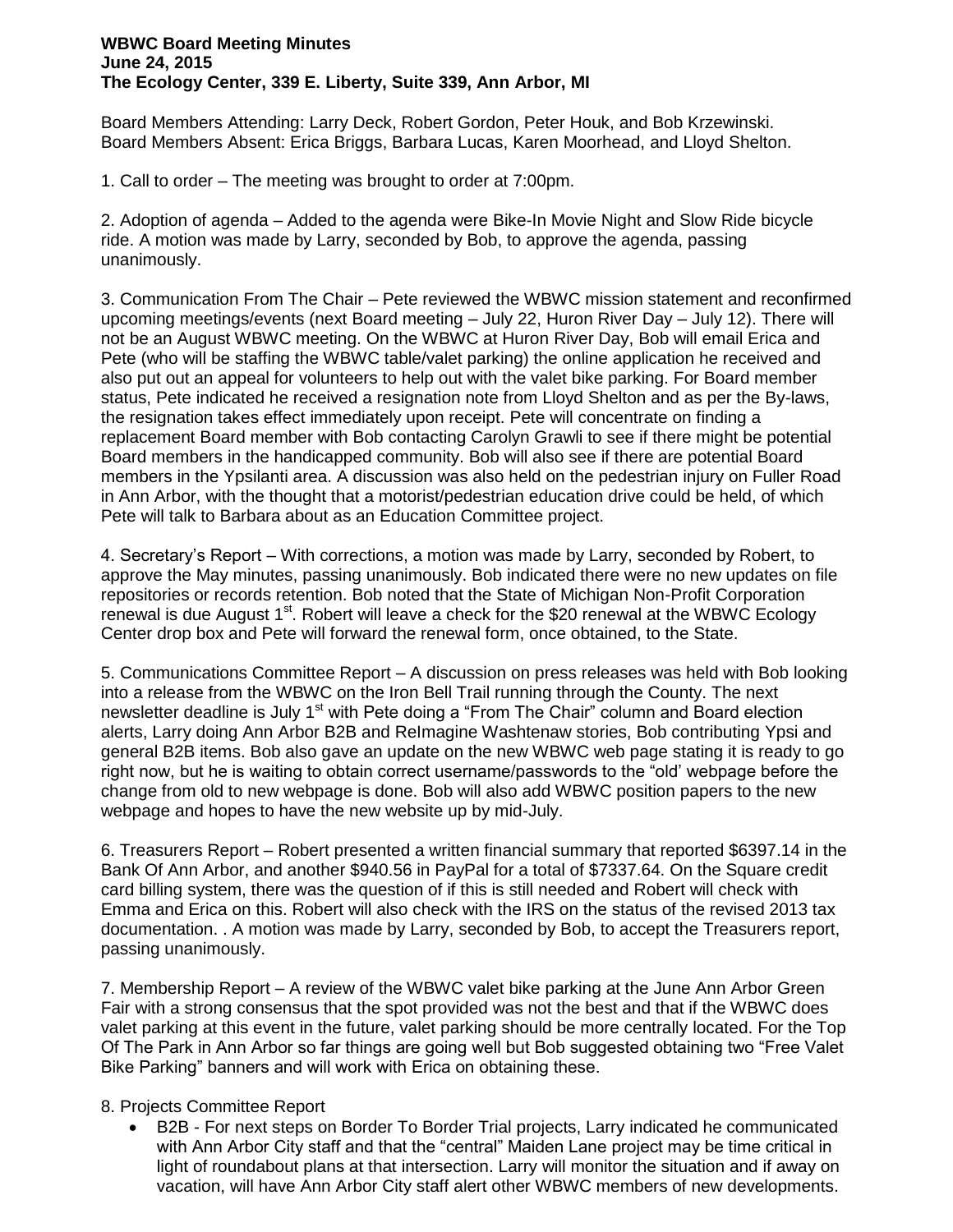**WBWC Board Meeting Minutes**
**June 24, 2015**
**The Ecology Center, 339 E. Liberty, Suite 339, Ann Arbor, MI**

Board Members Attending: Larry Deck, Robert Gordon, Peter Houk, and Bob Krzewinski.
Board Members Absent: Erica Briggs, Barbara Lucas, Karen Moorhead, and Lloyd Shelton.

1. Call to order – The meeting was brought to order at 7:00pm.

2. Adoption of agenda – Added to the agenda were Bike-In Movie Night and Slow Ride bicycle ride. A motion was made by Larry, seconded by Bob, to approve the agenda, passing unanimously.

3. Communication From The Chair – Pete reviewed the WBWC mission statement and reconfirmed upcoming meetings/events (next Board meeting – July 22, Huron River Day – July 12). There will not be an August WBWC meeting. On the WBWC at Huron River Day, Bob will email Erica and Pete (who will be staffing the WBWC table/valet parking) the online application he received and also put out an appeal for volunteers to help out with the valet bike parking. For Board member status, Pete indicated he received a resignation note from Lloyd Shelton and as per the By-laws, the resignation takes effect immediately upon receipt. Pete will concentrate on finding a replacement Board member with Bob contacting Carolyn Grawli to see if there might be potential Board members in the handicapped community. Bob will also see if there are potential Board members in the Ypsilanti area. A discussion was also held on the pedestrian injury on Fuller Road in Ann Arbor, with the thought that a motorist/pedestrian education drive could be held, of which Pete will talk to Barbara about as an Education Committee project.

4. Secretary's Report – With corrections, a motion was made by Larry, seconded by Robert, to approve the May minutes, passing unanimously. Bob indicated there were no new updates on file repositories or records retention. Bob noted that the State of Michigan Non-Profit Corporation renewal is due August 1st. Robert will leave a check for the $20 renewal at the WBWC Ecology Center drop box and Pete will forward the renewal form, once obtained, to the State.

5. Communications Committee Report – A discussion on press releases was held with Bob looking into a release from the WBWC on the Iron Bell Trail running through the County. The next newsletter deadline is July 1st with Pete doing a "From The Chair" column and Board election alerts, Larry doing Ann Arbor B2B and ReImagine Washtenaw stories, Bob contributing Ypsi and general B2B items. Bob also gave an update on the new WBWC web page stating it is ready to go right now, but he is waiting to obtain correct username/passwords to the "old' webpage before the change from old to new webpage is done. Bob will also add WBWC position papers to the new webpage and hopes to have the new website up by mid-July.

6. Treasurers Report – Robert presented a written financial summary that reported $6397.14 in the Bank Of Ann Arbor, and another $940.56 in PayPal for a total of $7337.64. On the Square credit card billing system, there was the question of if this is still needed and Robert will check with Emma and Erica on this. Robert will also check with the IRS on the status of the revised 2013 tax documentation. . A motion was made by Larry, seconded by Bob, to accept the Treasurers report, passing unanimously.

7. Membership Report – A review of the WBWC valet bike parking at the June Ann Arbor Green Fair with a strong consensus that the spot provided was not the best and that if the WBWC does valet parking at this event in the future, valet parking should be more centrally located. For the Top Of The Park in Ann Arbor so far things are going well but Bob suggested obtaining two "Free Valet Bike Parking" banners and will work with Erica on obtaining these.

8. Projects Committee Report

- B2B - For next steps on Border To Border Trial projects, Larry indicated he communicated with Ann Arbor City staff and that the "central" Maiden Lane project may be time critical in light of roundabout plans at that intersection. Larry will monitor the situation and if away on vacation, will have Ann Arbor City staff alert other WBWC members of new developments.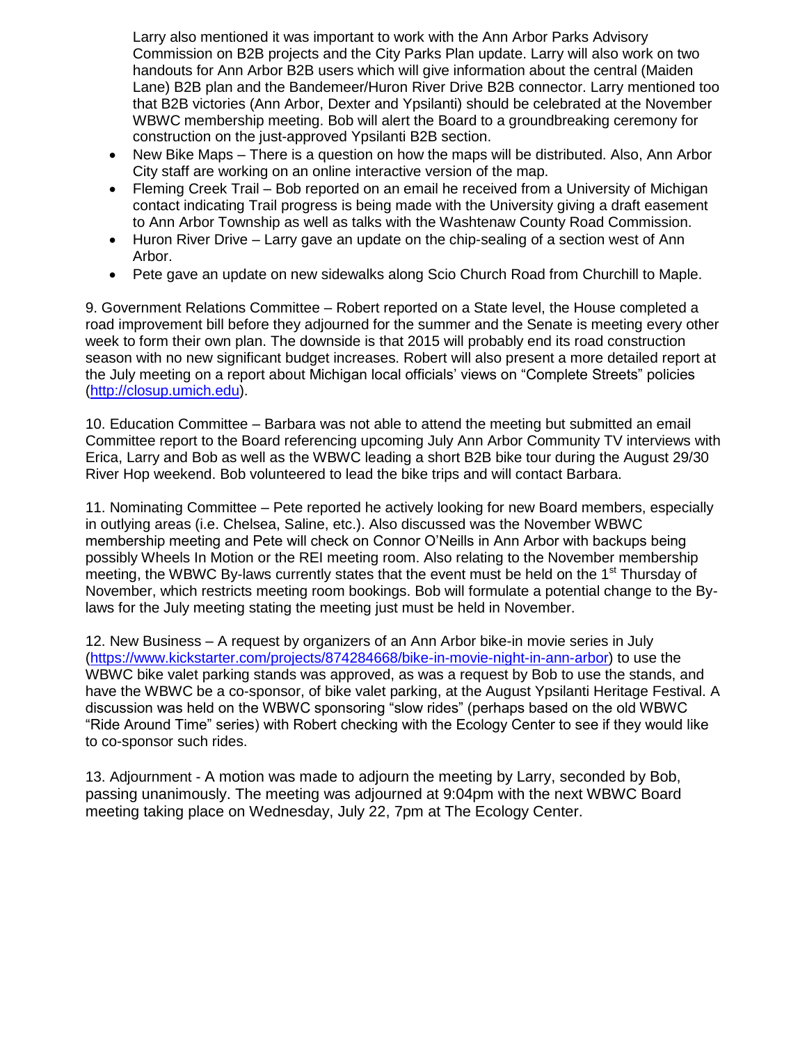Larry also mentioned it was important to work with the Ann Arbor Parks Advisory Commission on B2B projects and the City Parks Plan update. Larry will also work on two handouts for Ann Arbor B2B users which will give information about the central (Maiden Lane) B2B plan and the Bandemeer/Huron River Drive B2B connector. Larry mentioned too that B2B victories (Ann Arbor, Dexter and Ypsilanti) should be celebrated at the November WBWC membership meeting. Bob will alert the Board to a groundbreaking ceremony for construction on the just-approved Ypsilanti B2B section.

- New Bike Maps – There is a question on how the maps will be distributed. Also, Ann Arbor City staff are working on an online interactive version of the map.
- Fleming Creek Trail – Bob reported on an email he received from a University of Michigan contact indicating Trail progress is being made with the University giving a draft easement to Ann Arbor Township as well as talks with the Washtenaw County Road Commission.
- Huron River Drive – Larry gave an update on the chip-sealing of a section west of Ann Arbor.
- Pete gave an update on new sidewalks along Scio Church Road from Churchill to Maple.

9. Government Relations Committee – Robert reported on a State level, the House completed a road improvement bill before they adjourned for the summer and the Senate is meeting every other week to form their own plan. The downside is that 2015 will probably end its road construction season with no new significant budget increases. Robert will also present a more detailed report at the July meeting on a report about Michigan local officials' views on "Complete Streets" policies (http://closup.umich.edu).

10. Education Committee – Barbara was not able to attend the meeting but submitted an email Committee report to the Board referencing upcoming July Ann Arbor Community TV interviews with Erica, Larry and Bob as well as the WBWC leading a short B2B bike tour during the August 29/30 River Hop weekend. Bob volunteered to lead the bike trips and will contact Barbara.

11. Nominating Committee – Pete reported he actively looking for new Board members, especially in outlying areas (i.e. Chelsea, Saline, etc.). Also discussed was the November WBWC membership meeting and Pete will check on Connor O'Neills in Ann Arbor with backups being possibly Wheels In Motion or the REI meeting room. Also relating to the November membership meeting, the WBWC By-laws currently states that the event must be held on the 1st Thursday of November, which restricts meeting room bookings. Bob will formulate a potential change to the By-laws for the July meeting stating the meeting just must be held in November.

12. New Business – A request by organizers of an Ann Arbor bike-in movie series in July (https://www.kickstarter.com/projects/874284668/bike-in-movie-night-in-ann-arbor) to use the WBWC bike valet parking stands was approved, as was a request by Bob to use the stands, and have the WBWC be a co-sponsor, of bike valet parking, at the August Ypsilanti Heritage Festival. A discussion was held on the WBWC sponsoring "slow rides" (perhaps based on the old WBWC "Ride Around Time" series) with Robert checking with the Ecology Center to see if they would like to co-sponsor such rides.

13. Adjournment - A motion was made to adjourn the meeting by Larry, seconded by Bob, passing unanimously. The meeting was adjourned at 9:04pm with the next WBWC Board meeting taking place on Wednesday, July 22, 7pm at The Ecology Center.